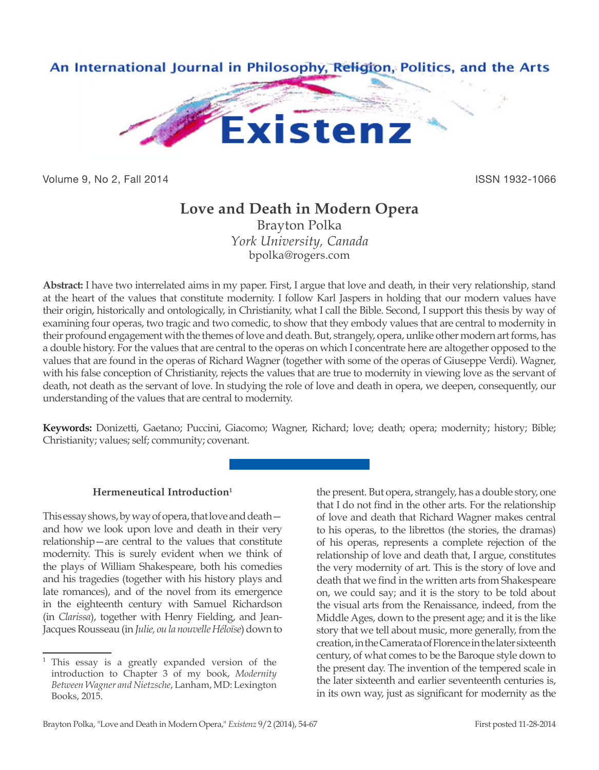# Love and Death in Modern Opera

Brayton Polka

*York University, Canada*

bpolka@rogers.com

**Abstract:** I have two interrelated aims in my paper. First, I argue that love and death, in their very relationship, stand at the heart of the values that constitute modernity. I follow Karl Jaspers in holding that our modern values have their origin, historically and ontologically, in Christianity, what I call the Bible. Second, I support this thesis by way of examining four operas, two tragic and two comedic, to show that they embody values that are central to modernity in their profound engagement with the themes of love and death. But, strangely, opera, unlike other modern art forms, has a double history. For the values that are central to the operas on which I concentrate here are altogether opposed to the values that are found in the operas of Richard Wagner (together with some of the operas of Giuseppe Verdi). Wagner, with his false conception of Christianity, rejects the values that are true to modernity in viewing love as the servant of death, not death as the servant of love. In studying the role of love and death in opera, we deepen, consequently, our understanding of the values that are central to modernity.

**Keywords:** Donizetti, Gaetano; Puccini, Giacomo; Wagner, Richard; love; death; opera; modernity; history; Bible; Christianity; values; self; community; covenant.

## Hermeneutical Introduction[1]

This essay shows, by way of opera, that love and death—and how we look upon love and death in their very relationship—are central to the values that constitute modernity. This is surely evident when we think of the plays of William Shakespeare, both his comedies and his tragedies (together with his history plays and late romances), and of the novel from its emergence in the eighteenth century with Samuel Richardson (in *Clarissa*), together with Henry Fielding, and Jean-Jacques Rousseau (in *Julie, ou la nouvelle Héloïse*) down to the present. But opera, strangely, has a double story, one that I do not find in the other arts. For the relationship of love and death that Richard Wagner makes central to his operas, to the librettos (the stories, the dramas) of his operas, represents a complete rejection of the relationship of love and death that, I argue, constitutes the very modernity of art. This is the story of love and death that we find in the written arts from Shakespeare on, we could say; and it is the story to be told about the visual arts from the Renaissance, indeed, from the Middle Ages, down to the present age; and it is the like story that we tell about music, more generally, from the creation, in the Camerata of Florence in the later sixteenth century, of what comes to be the Baroque style down to the present day. The invention of the tempered scale in the later sixteenth and earlier seventeenth centuries is, in its own way, just as significant for modernity as the

[1] This essay is a greatly expanded version of the introduction to Chapter 3 of my book, *Modernity Between Wagner and Nietzsche*, Lanham, MD: Lexington Books, 2015.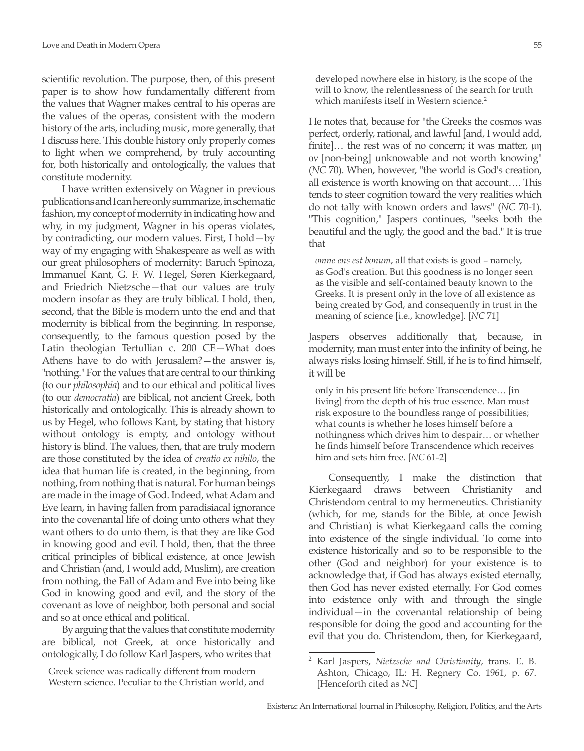scientific revolution. The purpose, then, of this present paper is to show how fundamentally different from the values that Wagner makes central to his operas are the values of the operas, consistent with the modern history of the arts, including music, more generally, that I discuss here. This double history only properly comes to light when we comprehend, by truly accounting for, both historically and ontologically, the values that constitute modernity.

I have written extensively on Wagner in previous publications and I can here only summarize, in schematic fashion, my concept of modernity in indicating how and why, in my judgment, Wagner in his operas violates, by contradicting, our modern values. First, I hold—by way of my engaging with Shakespeare as well as with our great philosophers of modernity: Baruch Spinoza, Immanuel Kant, G. F. W. Hegel, Søren Kierkegaard, and Friedrich Nietzsche—that our values are truly modern insofar as they are truly biblical. I hold, then, second, that the Bible is modern unto the end and that modernity is biblical from the beginning. In response, consequently, to the famous question posed by the Latin theologian Tertullian c. 200 CE—What does Athens have to do with Jerusalem?—the answer is, "nothing." For the values that are central to our thinking (to our *philosophia*) and to our ethical and political lives (to our *democratia*) are biblical, not ancient Greek, both historically and ontologically. This is already shown to us by Hegel, who follows Kant, by stating that history without ontology is empty, and ontology without history is blind. The values, then, that are truly modern are those constituted by the idea of *creatio ex nihilo*, the idea that human life is created, in the beginning, from nothing, from nothing that is natural. For human beings are made in the image of God. Indeed, what Adam and Eve learn, in having fallen from paradisiacal ignorance into the covenantal life of doing unto others what they want others to do unto them, is that they are like God in knowing good and evil. I hold, then, that the three critical principles of biblical existence, at once Jewish and Christian (and, I would add, Muslim), are creation from nothing, the Fall of Adam and Eve into being like God in knowing good and evil, and the story of the covenant as love of neighbor, both personal and social and so at once ethical and political.

By arguing that the values that constitute modernity are biblical, not Greek, at once historically and ontologically, I do follow Karl Jaspers, who writes that

> Greek science was radically different from modern Western science. Peculiar to the Christian world, and developed nowhere else in history, is the scope of the will to know, the relentlessness of the search for truth which manifests itself in Western science.[2]

He notes that, because for "the Greeks the cosmos was perfect, orderly, rational, and lawful [and, I would add, finite]… the rest was of no concern; it was matter, μη ον [non-being] unknowable and not worth knowing" (*NC* 70). When, however, "the world is God's creation, all existence is worth knowing on that account…. This tends to steer cognition toward the very realities which do not tally with known orders and laws" (*NC* 70-1). "This cognition," Jaspers continues, "seeks both the beautiful and the ugly, the good and the bad." It is true that

> *omne ens est bonum*, all that exists is good – namely, as God's creation. But this goodness is no longer seen as the visible and self-contained beauty known to the Greeks. It is present only in the love of all existence as being created by God, and consequently in trust in the meaning of science [i.e., knowledge]. [*NC* 71]

Jaspers observes additionally that, because, in modernity, man must enter into the infinity of being, he always risks losing himself. Still, if he is to find himself, it will be

> only in his present life before Transcendence… [in living] from the depth of his true essence. Man must risk exposure to the boundless range of possibilities; what counts is whether he loses himself before a nothingness which drives him to despair… or whether he finds himself before Transcendence which receives him and sets him free. [*NC* 61-2]

Consequently, I make the distinction that Kierkegaard draws between Christianity and Christendom central to my hermeneutics. Christianity (which, for me, stands for the Bible, at once Jewish and Christian) is what Kierkegaard calls the coming into existence of the single individual. To come into existence historically and so to be responsible to the other (God and neighbor) for your existence is to acknowledge that, if God has always existed eternally, then God has never existed eternally. For God comes into existence only with and through the single individual—in the covenantal relationship of being responsible for doing the good and accounting for the evil that you do. Christendom, then, for Kierkegaard,

---

[2] Karl Jaspers, *Nietzsche and Christianity*, trans. E. B. Ashton, Chicago, IL: H. Regnery Co. 1961, p. 67. [Henceforth cited as *NC*]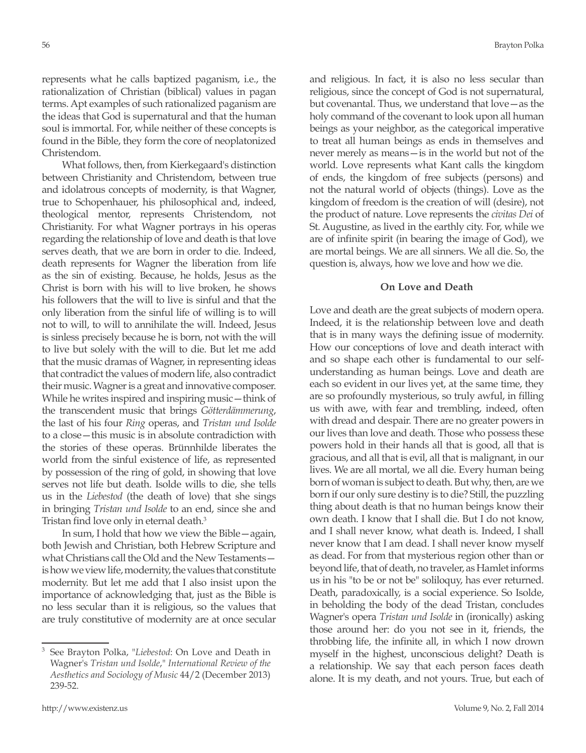represents what he calls baptized paganism, i.e., the rationalization of Christian (biblical) values in pagan terms. Apt examples of such rationalized paganism are the ideas that God is supernatural and that the human soul is immortal. For, while neither of these concepts is found in the Bible, they form the core of neoplatonized Christendom.

What follows, then, from Kierkegaard's distinction between Christianity and Christendom, between true and idolatrous concepts of modernity, is that Wagner, true to Schopenhauer, his philosophical and, indeed, theological mentor, represents Christendom, not Christianity. For what Wagner portrays in his operas regarding the relationship of love and death is that love serves death, that we are born in order to die. Indeed, death represents for Wagner the liberation from life as the sin of existing. Because, he holds, Jesus as the Christ is born with his will to live broken, he shows his followers that the will to live is sinful and that the only liberation from the sinful life of willing is to will not to will, to will to annihilate the will. Indeed, Jesus is sinless precisely because he is born, not with the will to live but solely with the will to die. But let me add that the music dramas of Wagner, in representing ideas that contradict the values of modern life, also contradict their music. Wagner is a great and innovative composer. While he writes inspired and inspiring music—think of the transcendent music that brings *Götterdämmerung*, the last of his four *Ring* operas, and *Tristan und Isolde* to a close—this music is in absolute contradiction with the stories of these operas. Brünnhilde liberates the world from the sinful existence of life, as represented by possession of the ring of gold, in showing that love serves not life but death. Isolde wills to die, she tells us in the *Liebestod* (the death of love) that she sings in bringing *Tristan und Isolde* to an end, since she and Tristan find love only in eternal death.[3]

In sum, I hold that how we view the Bible—again, both Jewish and Christian, both Hebrew Scripture and what Christians call the Old and the New Testaments—is how we view life, modernity, the values that constitute modernity. But let me add that I also insist upon the importance of acknowledging that, just as the Bible is no less secular than it is religious, so the values that are truly constitutive of modernity are at once secular and religious. In fact, it is also no less secular than religious, since the concept of God is not supernatural, but covenantal. Thus, we understand that love—as the holy command of the covenant to look upon all human beings as your neighbor, as the categorical imperative to treat all human beings as ends in themselves and never merely as means—is in the world but not of the world. Love represents what Kant calls the kingdom of ends, the kingdom of free subjects (persons) and not the natural world of objects (things). Love as the kingdom of freedom is the creation of will (desire), not the product of nature. Love represents the *civitas Dei* of St. Augustine, as lived in the earthly city. For, while we are of infinite spirit (in bearing the image of God), we are mortal beings. We are all sinners. We all die. So, the question is, always, how we love and how we die.

## On Love and Death

Love and death are the great subjects of modern opera. Indeed, it is the relationship between love and death that is in many ways the defining issue of modernity. How our conceptions of love and death interact with and so shape each other is fundamental to our self-understanding as human beings. Love and death are each so evident in our lives yet, at the same time, they are so profoundly mysterious, so truly awful, in filling us with awe, with fear and trembling, indeed, often with dread and despair. There are no greater powers in our lives than love and death. Those who possess these powers hold in their hands all that is good, all that is gracious, and all that is evil, all that is malignant, in our lives. We are all mortal, we all die. Every human being born of woman is subject to death. But why, then, are we born if our only sure destiny is to die? Still, the puzzling thing about death is that no human beings know their own death. I know that I shall die. But I do not know, and I shall never know, what death is. Indeed, I shall never know that I am dead. I shall never know myself as dead. For from that mysterious region other than or beyond life, that of death, no traveler, as Hamlet informs us in his "to be or not be" soliloquy, has ever returned. Death, paradoxically, is a social experience. So Isolde, in beholding the body of the dead Tristan, concludes Wagner's opera *Tristan und Isolde* in (ironically) asking those around her: do you not see in it, friends, the throbbing life, the infinite all, in which I now drown myself in the highest, unconscious delight? Death is a relationship. We say that each person faces death alone. It is my death, and not yours. True, but each of

---

[3] See Brayton Polka, "*Liebestod*: On Love and Death in Wagner's *Tristan und Isolde*," *International Review of the Aesthetics and Sociology of Music* 44/2 (December 2013) 239-52.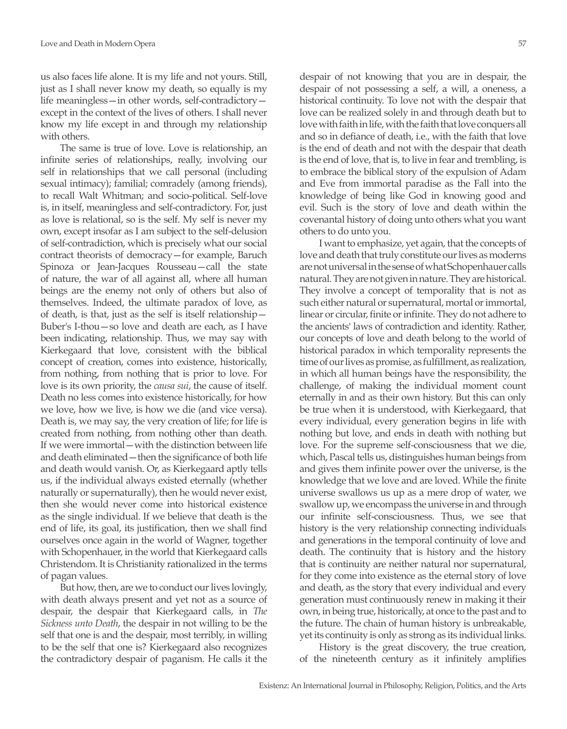us also faces life alone. It is my life and not yours. Still, just as I shall never know my death, so equally is my life meaningless—in other words, self-contradictory—except in the context of the lives of others. I shall never know my life except in and through my relationship with others.

The same is true of love. Love is relationship, an infinite series of relationships, really, involving our self in relationships that we call personal (including sexual intimacy); familial; comradely (among friends), to recall Walt Whitman; and socio-political. Self-love is, in itself, meaningless and self-contradictory. For, just as love is relational, so is the self. My self is never my own, except insofar as I am subject to the self-delusion of self-contradiction, which is precisely what our social contract theorists of democracy—for example, Baruch Spinoza or Jean-Jacques Rousseau—call the state of nature, the war of all against all, where all human beings are the enemy not only of others but also of themselves. Indeed, the ultimate paradox of love, as of death, is that, just as the self is itself relationship—Buber's I-thou—so love and death are each, as I have been indicating, relationship. Thus, we may say with Kierkegaard that love, consistent with the biblical concept of creation, comes into existence, historically, from nothing, from nothing that is prior to love. For love is its own priority, the *causa sui*, the cause of itself. Death no less comes into existence historically, for how we love, how we live, is how we die (and vice versa). Death is, we may say, the very creation of life; for life is created from nothing, from nothing other than death. If we were immortal—with the distinction between life and death eliminated—then the significance of both life and death would vanish. Or, as Kierkegaard aptly tells us, if the individual always existed eternally (whether naturally or supernaturally), then he would never exist, then she would never come into historical existence as the single individual. If we believe that death is the end of life, its goal, its justification, then we shall find ourselves once again in the world of Wagner, together with Schopenhauer, in the world that Kierkegaard calls Christendom. It is Christianity rationalized in the terms of pagan values.

But how, then, are we to conduct our lives lovingly, with death always present and yet not as a source of despair, the despair that Kierkegaard calls, in *The Sickness unto Death*, the despair in not willing to be the self that one is and the despair, most terribly, in willing to be the self that one is? Kierkegaard also recognizes the contradictory despair of paganism. He calls it the despair of not knowing that you are in despair, the despair of not possessing a self, a will, a oneness, a historical continuity. To love not with the despair that love can be realized solely in and through death but to love with faith in life, with the faith that love conquers all and so in defiance of death, i.e., with the faith that love is the end of death and not with the despair that death is the end of love, that is, to live in fear and trembling, is to embrace the biblical story of the expulsion of Adam and Eve from immortal paradise as the Fall into the knowledge of being like God in knowing good and evil. Such is the story of love and death within the covenantal history of doing unto others what you want others to do unto you.

I want to emphasize, yet again, that the concepts of love and death that truly constitute our lives as moderns are not universal in the sense of what Schopenhauer calls natural. They are not given in nature. They are historical. They involve a concept of temporality that is not as such either natural or supernatural, mortal or immortal, linear or circular, finite or infinite. They do not adhere to the ancients' laws of contradiction and identity. Rather, our concepts of love and death belong to the world of historical paradox in which temporality represents the time of our lives as promise, as fulfillment, as realization, in which all human beings have the responsibility, the challenge, of making the individual moment count eternally in and as their own history. But this can only be true when it is understood, with Kierkegaard, that every individual, every generation begins in life with nothing but love, and ends in death with nothing but love. For the supreme self-consciousness that we die, which, Pascal tells us, distinguishes human beings from and gives them infinite power over the universe, is the knowledge that we love and are loved. While the finite universe swallows us up as a mere drop of water, we swallow up, we encompass the universe in and through our infinite self-consciousness. Thus, we see that history is the very relationship connecting individuals and generations in the temporal continuity of love and death. The continuity that is history and the history that is continuity are neither natural nor supernatural, for they come into existence as the eternal story of love and death, as the story that every individual and every generation must continuously renew in making it their own, in being true, historically, at once to the past and to the future. The chain of human history is unbreakable, yet its continuity is only as strong as its individual links.

History is the great discovery, the true creation, of the nineteenth century as it infinitely amplifies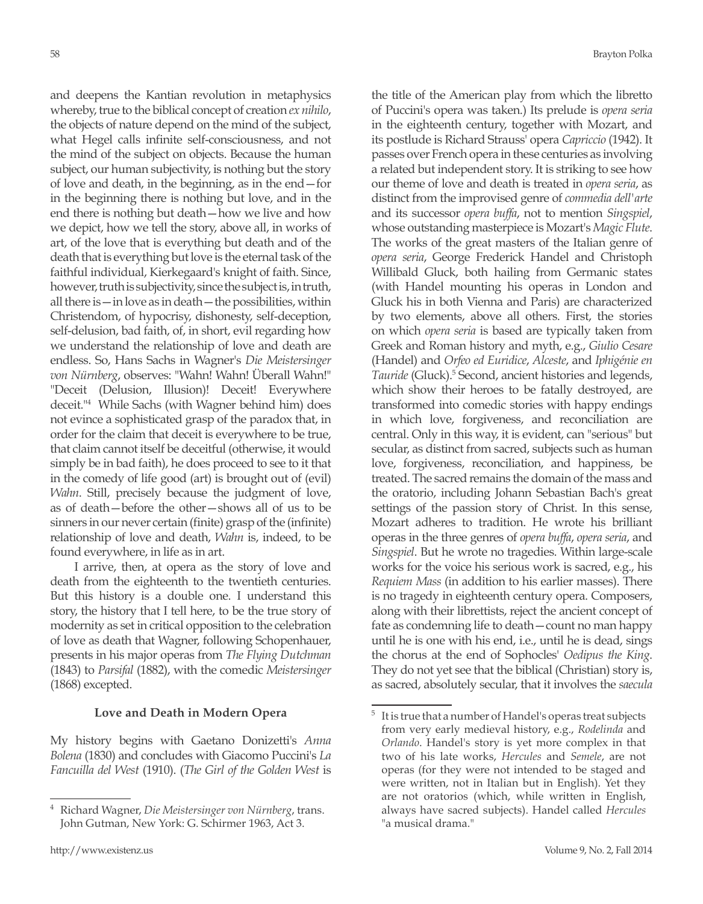and deepens the Kantian revolution in metaphysics whereby, true to the biblical concept of creation *ex nihilo*, the objects of nature depend on the mind of the subject, what Hegel calls infinite self-consciousness, and not the mind of the subject on objects. Because the human subject, our human subjectivity, is nothing but the story of love and death, in the beginning, as in the end—for in the beginning there is nothing but love, and in the end there is nothing but death—how we live and how we depict, how we tell the story, above all, in works of art, of the love that is everything but death and of the death that is everything but love is the eternal task of the faithful individual, Kierkegaard's knight of faith. Since, however, truth is subjectivity, since the subject is, in truth, all there is—in love as in death—the possibilities, within Christendom, of hypocrisy, dishonesty, self-deception, self-delusion, bad faith, of, in short, evil regarding how we understand the relationship of love and death are endless. So, Hans Sachs in Wagner's *Die Meistersinger von Nürnberg*, observes: "Wahn! Wahn! Überall Wahn!" "Deceit (Delusion, Illusion)! Deceit! Everywhere deceit."[4] While Sachs (with Wagner behind him) does not evince a sophisticated grasp of the paradox that, in order for the claim that deceit is everywhere to be true, that claim cannot itself be deceitful (otherwise, it would simply be in bad faith), he does proceed to see to it that in the comedy of life good (art) is brought out of (evil) *Wahn*. Still, precisely because the judgment of love, as of death—before the other—shows all of us to be sinners in our never certain (finite) grasp of the (infinite) relationship of love and death, *Wahn* is, indeed, to be found everywhere, in life as in art.

I arrive, then, at opera as the story of love and death from the eighteenth to the twentieth centuries. But this history is a double one. I understand this story, the history that I tell here, to be the true story of modernity as set in critical opposition to the celebration of love as death that Wagner, following Schopenhauer, presents in his major operas from *The Flying Dutchman* (1843) to *Parsifal* (1882), with the comedic *Meistersinger* (1868) excepted.

## Love and Death in Modern Opera

My history begins with Gaetano Donizetti's *Anna Bolena* (1830) and concludes with Giacomo Puccini's *La Fancuilla del West* (1910). (*The Girl of the Golden West* is the title of the American play from which the libretto of Puccini's opera was taken.) Its prelude is *opera seria* in the eighteenth century, together with Mozart, and its postlude is Richard Strauss' opera *Capriccio* (1942). It passes over French opera in these centuries as involving a related but independent story. It is striking to see how our theme of love and death is treated in *opera seria*, as distinct from the improvised genre of *commedia dell'arte* and its successor *opera buffa*, not to mention *Singspiel*, whose outstanding masterpiece is Mozart's *Magic Flute*. The works of the great masters of the Italian genre of *opera seria*, George Frederick Handel and Christoph Willibald Gluck, both hailing from Germanic states (with Handel mounting his operas in London and Gluck his in both Vienna and Paris) are characterized by two elements, above all others. First, the stories on which *opera seria* is based are typically taken from Greek and Roman history and myth, e.g., *Giulio Cesare* (Handel) and *Orfeo ed Euridice*, *Alceste*, and *Iphigénie en Tauride* (Gluck).[5] Second, ancient histories and legends, which show their heroes to be fatally destroyed, are transformed into comedic stories with happy endings in which love, forgiveness, and reconciliation are central. Only in this way, it is evident, can "serious" but secular, as distinct from sacred, subjects such as human love, forgiveness, reconciliation, and happiness, be treated. The sacred remains the domain of the mass and the oratorio, including Johann Sebastian Bach's great settings of the passion story of Christ. In this sense, Mozart adheres to tradition. He wrote his brilliant operas in the three genres of *opera buffa*, *opera seria*, and *Singspiel*. But he wrote no tragedies. Within large-scale works for the voice his serious work is sacred, e.g., his *Requiem Mass* (in addition to his earlier masses). There is no tragedy in eighteenth century opera. Composers, along with their librettists, reject the ancient concept of fate as condemning life to death—count no man happy until he is one with his end, i.e., until he is dead, sings the chorus at the end of Sophocles' *Oedipus the King*. They do not yet see that the biblical (Christian) story is, as sacred, absolutely secular, that it involves the *saecula*

---

[4] Richard Wagner, *Die Meistersinger von Nürnberg*, trans. John Gutman, New York: G. Schirmer 1963, Act 3.

[5] It is true that a number of Handel's operas treat subjects from very early medieval history, e.g., *Rodelinda* and *Orlando*. Handel's story is yet more complex in that two of his late works, *Hercules* and *Semele*, are not operas (for they were not intended to be staged and were written, not in Italian but in English). Yet they are not oratorios (which, while written in English, always have sacred subjects). Handel called *Hercules* "a musical drama."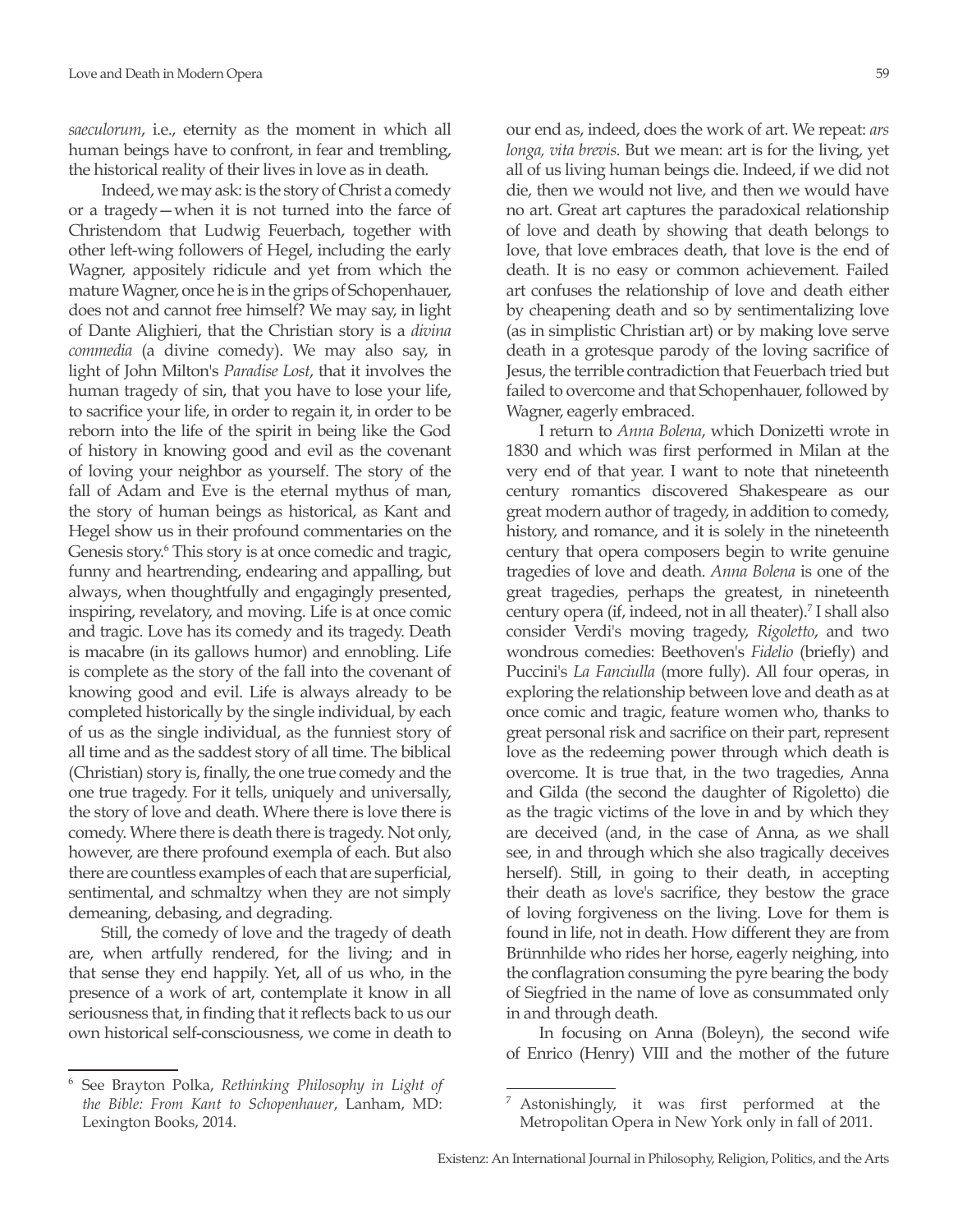*saeculorum*, i.e., eternity as the moment in which all human beings have to confront, in fear and trembling, the historical reality of their lives in love as in death.

Indeed, we may ask: is the story of Christ a comedy or a tragedy—when it is not turned into the farce of Christendom that Ludwig Feuerbach, together with other left-wing followers of Hegel, including the early Wagner, appositely ridicule and yet from which the mature Wagner, once he is in the grips of Schopenhauer, does not and cannot free himself? We may say, in light of Dante Alighieri, that the Christian story is a *divina commedia* (a divine comedy). We may also say, in light of John Milton's *Paradise Lost*, that it involves the human tragedy of sin, that you have to lose your life, to sacrifice your life, in order to regain it, in order to be reborn into the life of the spirit in being like the God of history in knowing good and evil as the covenant of loving your neighbor as yourself. The story of the fall of Adam and Eve is the eternal mythus of man, the story of human beings as historical, as Kant and Hegel show us in their profound commentaries on the Genesis story.[6] This story is at once comedic and tragic, funny and heartrending, endearing and appalling, but always, when thoughtfully and engagingly presented, inspiring, revelatory, and moving. Life is at once comic and tragic. Love has its comedy and its tragedy. Death is macabre (in its gallows humor) and ennobling. Life is complete as the story of the fall into the covenant of knowing good and evil. Life is always already to be completed historically by the single individual, by each of us as the single individual, as the funniest story of all time and as the saddest story of all time. The biblical (Christian) story is, finally, the one true comedy and the one true tragedy. For it tells, uniquely and universally, the story of love and death. Where there is love there is comedy. Where there is death there is tragedy. Not only, however, are there profound exempla of each. But also there are countless examples of each that are superficial, sentimental, and schmaltzy when they are not simply demeaning, debasing, and degrading.

Still, the comedy of love and the tragedy of death are, when artfully rendered, for the living; and in that sense they end happily. Yet, all of us who, in the presence of a work of art, contemplate it know in all seriousness that, in finding that it reflects back to us our own historical self-consciousness, we come in death to our end as, indeed, does the work of art. We repeat: *ars longa, vita brevis*. But we mean: art is for the living, yet all of us living human beings die. Indeed, if we did not die, then we would not live, and then we would have no art. Great art captures the paradoxical relationship of love and death by showing that death belongs to love, that love embraces death, that love is the end of death. It is no easy or common achievement. Failed art confuses the relationship of love and death either by cheapening death and so by sentimentalizing love (as in simplistic Christian art) or by making love serve death in a grotesque parody of the loving sacrifice of Jesus, the terrible contradiction that Feuerbach tried but failed to overcome and that Schopenhauer, followed by Wagner, eagerly embraced.

I return to *Anna Bolena*, which Donizetti wrote in 1830 and which was first performed in Milan at the very end of that year. I want to note that nineteenth century romantics discovered Shakespeare as our great modern author of tragedy, in addition to comedy, history, and romance, and it is solely in the nineteenth century that opera composers begin to write genuine tragedies of love and death. *Anna Bolena* is one of the great tragedies, perhaps the greatest, in nineteenth century opera (if, indeed, not in all theater).[7] I shall also consider Verdi's moving tragedy, *Rigoletto*, and two wondrous comedies: Beethoven's *Fidelio* (briefly) and Puccini's *La Fanciulla* (more fully). All four operas, in exploring the relationship between love and death as at once comic and tragic, feature women who, thanks to great personal risk and sacrifice on their part, represent love as the redeeming power through which death is overcome. It is true that, in the two tragedies, Anna and Gilda (the second the daughter of Rigoletto) die as the tragic victims of the love in and by which they are deceived (and, in the case of Anna, as we shall see, in and through which she also tragically deceives herself). Still, in going to their death, in accepting their death as love's sacrifice, they bestow the grace of loving forgiveness on the living. Love for them is found in life, not in death. How different they are from Brünnhilde who rides her horse, eagerly neighing, into the conflagration consuming the pyre bearing the body of Siegfried in the name of love as consummated only in and through death.

In focusing on Anna (Boleyn), the second wife of Enrico (Henry) VIII and the mother of the future

---

[6] See Brayton Polka, *Rethinking Philosophy in Light of the Bible: From Kant to Schopenhauer*, Lanham, MD: Lexington Books, 2014.

[7] Astonishingly, it was first performed at the Metropolitan Opera in New York only in fall of 2011.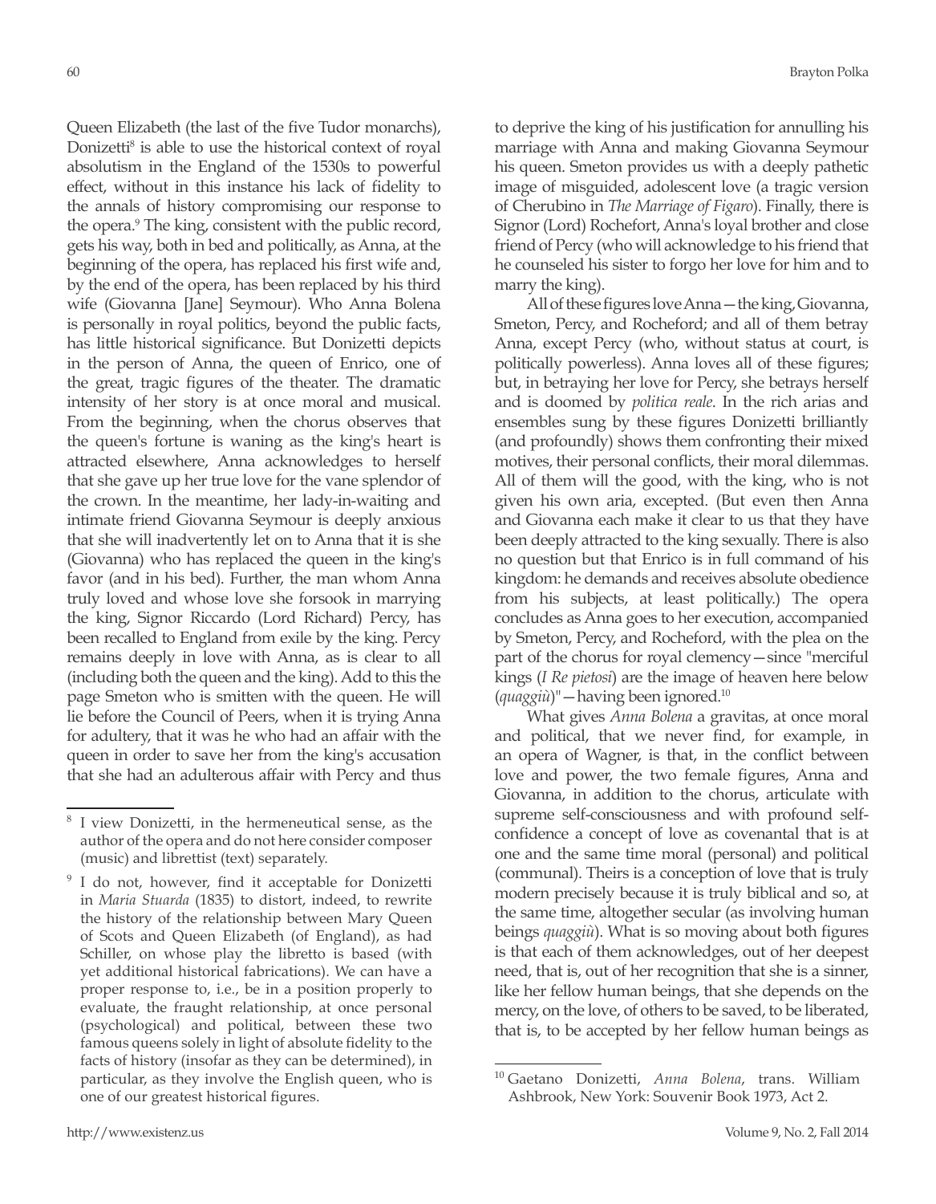Queen Elizabeth (the last of the five Tudor monarchs), Donizetti[8] is able to use the historical context of royal absolutism in the England of the 1530s to powerful effect, without in this instance his lack of fidelity to the annals of history compromising our response to the opera.[9] The king, consistent with the public record, gets his way, both in bed and politically, as Anna, at the beginning of the opera, has replaced his first wife and, by the end of the opera, has been replaced by his third wife (Giovanna [Jane] Seymour). Who Anna Bolena is personally in royal politics, beyond the public facts, has little historical significance. But Donizetti depicts in the person of Anna, the queen of Enrico, one of the great, tragic figures of the theater. The dramatic intensity of her story is at once moral and musical. From the beginning, when the chorus observes that the queen's fortune is waning as the king's heart is attracted elsewhere, Anna acknowledges to herself that she gave up her true love for the vane splendor of the crown. In the meantime, her lady-in-waiting and intimate friend Giovanna Seymour is deeply anxious that she will inadvertently let on to Anna that it is she (Giovanna) who has replaced the queen in the king's favor (and in his bed). Further, the man whom Anna truly loved and whose love she forsook in marrying the king, Signor Riccardo (Lord Richard) Percy, has been recalled to England from exile by the king. Percy remains deeply in love with Anna, as is clear to all (including both the queen and the king). Add to this the page Smeton who is smitten with the queen. He will lie before the Council of Peers, when it is trying Anna for adultery, that it was he who had an affair with the queen in order to save her from the king's accusation that she had an adulterous affair with Percy and thus to deprive the king of his justification for annulling his marriage with Anna and making Giovanna Seymour his queen. Smeton provides us with a deeply pathetic image of misguided, adolescent love (a tragic version of Cherubino in *The Marriage of Figaro*). Finally, there is Signor (Lord) Rochefort, Anna's loyal brother and close friend of Percy (who will acknowledge to his friend that he counseled his sister to forgo her love for him and to marry the king).

All of these figures love Anna—the king, Giovanna, Smeton, Percy, and Rocheford; and all of them betray Anna, except Percy (who, without status at court, is politically powerless). Anna loves all of these figures; but, in betraying her love for Percy, she betrays herself and is doomed by *politica reale*. In the rich arias and ensembles sung by these figures Donizetti brilliantly (and profoundly) shows them confronting their mixed motives, their personal conflicts, their moral dilemmas. All of them will the good, with the king, who is not given his own aria, excepted. (But even then Anna and Giovanna each make it clear to us that they have been deeply attracted to the king sexually. There is also no question but that Enrico is in full command of his kingdom: he demands and receives absolute obedience from his subjects, at least politically.) The opera concludes as Anna goes to her execution, accompanied by Smeton, Percy, and Rocheford, with the plea on the part of the chorus for royal clemency—since "merciful kings (*I Re pietosi*) are the image of heaven here below (*quaggiù*)"—having been ignored.[10]

What gives *Anna Bolena* a gravitas, at once moral and political, that we never find, for example, in an opera of Wagner, is that, in the conflict between love and power, the two female figures, Anna and Giovanna, in addition to the chorus, articulate with supreme self-consciousness and with profound self-confidence a concept of love as covenantal that is at one and the same time moral (personal) and political (communal). Theirs is a conception of love that is truly modern precisely because it is truly biblical and so, at the same time, altogether secular (as involving human beings *quaggiù*). What is so moving about both figures is that each of them acknowledges, out of her deepest need, that is, out of her recognition that she is a sinner, like her fellow human beings, that she depends on the mercy, on the love, of others to be saved, to be liberated, that is, to be accepted by her fellow human beings as

---

[8] I view Donizetti, in the hermeneutical sense, as the author of the opera and do not here consider composer (music) and librettist (text) separately.

[9] I do not, however, find it acceptable for Donizetti in *Maria Stuarda* (1835) to distort, indeed, to rewrite the history of the relationship between Mary Queen of Scots and Queen Elizabeth (of England), as had Schiller, on whose play the libretto is based (with yet additional historical fabrications). We can have a proper response to, i.e., be in a position properly to evaluate, the fraught relationship, at once personal (psychological) and political, between these two famous queens solely in light of absolute fidelity to the facts of history (insofar as they can be determined), in particular, as they involve the English queen, who is one of our greatest historical figures.

[10] Gaetano Donizetti, *Anna Bolena*, trans. William Ashbrook, New York: Souvenir Book 1973, Act 2.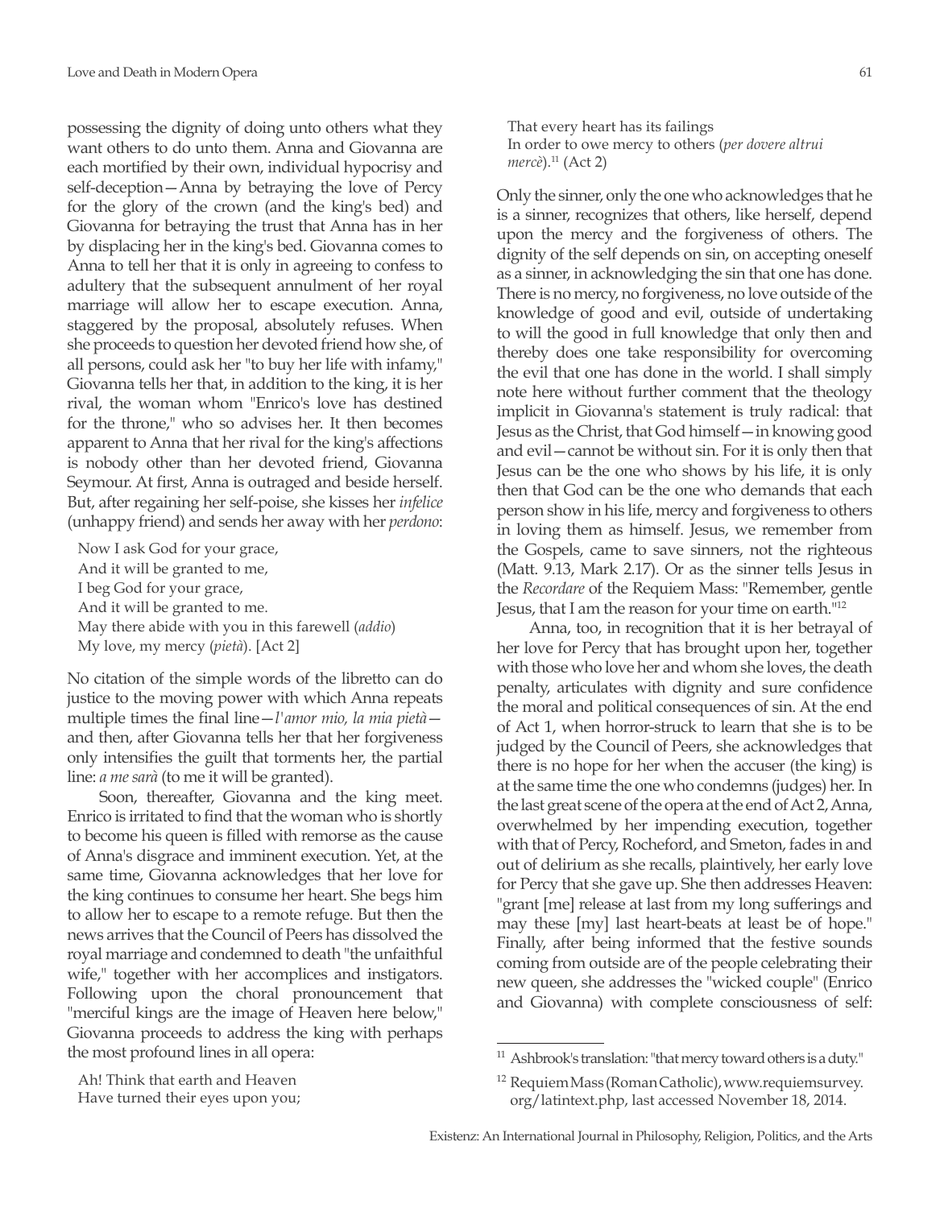possessing the dignity of doing unto others what they want others to do unto them. Anna and Giovanna are each mortified by their own, individual hypocrisy and self-deception—Anna by betraying the love of Percy for the glory of the crown (and the king's bed) and Giovanna for betraying the trust that Anna has in her by displacing her in the king's bed. Giovanna comes to Anna to tell her that it is only in agreeing to confess to adultery that the subsequent annulment of her royal marriage will allow her to escape execution. Anna, staggered by the proposal, absolutely refuses. When she proceeds to question her devoted friend how she, of all persons, could ask her "to buy her life with infamy," Giovanna tells her that, in addition to the king, it is her rival, the woman whom "Enrico's love has destined for the throne," who so advises her. It then becomes apparent to Anna that her rival for the king's affections is nobody other than her devoted friend, Giovanna Seymour. At first, Anna is outraged and beside herself. But, after regaining her self-poise, she kisses her *infelice* (unhappy friend) and sends her away with her *perdono*:

> Now I ask God for your grace,
> And it will be granted to me,
> I beg God for your grace,
> And it will be granted to me.
> May there abide with you in this farewell (*addio*)
> My love, my mercy (*pietà*). [Act 2]

No citation of the simple words of the libretto can do justice to the moving power with which Anna repeats multiple times the final line—*l'amor mio, la mia pietà*—and then, after Giovanna tells her that her forgiveness only intensifies the guilt that torments her, the partial line: *a me sarà* (to me it will be granted).

Soon, thereafter, Giovanna and the king meet. Enrico is irritated to find that the woman who is shortly to become his queen is filled with remorse as the cause of Anna's disgrace and imminent execution. Yet, at the same time, Giovanna acknowledges that her love for the king continues to consume her heart. She begs him to allow her to escape to a remote refuge. But then the news arrives that the Council of Peers has dissolved the royal marriage and condemned to death "the unfaithful wife," together with her accomplices and instigators. Following upon the choral pronouncement that "merciful kings are the image of Heaven here below," Giovanna proceeds to address the king with perhaps the most profound lines in all opera:

> Ah! Think that earth and Heaven
> Have turned their eyes upon you;
> That every heart has its failings
> In order to owe mercy to others (*per dovere altrui mercè*).[11] (Act 2)

Only the sinner, only the one who acknowledges that he is a sinner, recognizes that others, like herself, depend upon the mercy and the forgiveness of others. The dignity of the self depends on sin, on accepting oneself as a sinner, in acknowledging the sin that one has done. There is no mercy, no forgiveness, no love outside of the knowledge of good and evil, outside of undertaking to will the good in full knowledge that only then and thereby does one take responsibility for overcoming the evil that one has done in the world. I shall simply note here without further comment that the theology implicit in Giovanna's statement is truly radical: that Jesus as the Christ, that God himself—in knowing good and evil—cannot be without sin. For it is only then that Jesus can be the one who shows by his life, it is only then that God can be the one who demands that each person show in his life, mercy and forgiveness to others in loving them as himself. Jesus, we remember from the Gospels, came to save sinners, not the righteous (Matt. 9.13, Mark 2.17). Or as the sinner tells Jesus in the *Recordare* of the Requiem Mass: "Remember, gentle Jesus, that I am the reason for your time on earth."[12]

Anna, too, in recognition that it is her betrayal of her love for Percy that has brought upon her, together with those who love her and whom she loves, the death penalty, articulates with dignity and sure confidence the moral and political consequences of sin. At the end of Act 1, when horror-struck to learn that she is to be judged by the Council of Peers, she acknowledges that there is no hope for her when the accuser (the king) is at the same time the one who condemns (judges) her. In the last great scene of the opera at the end of Act 2, Anna, overwhelmed by her impending execution, together with that of Percy, Rocheford, and Smeton, fades in and out of delirium as she recalls, plaintively, her early love for Percy that she gave up. She then addresses Heaven: "grant [me] release at last from my long sufferings and may these [my] last heart-beats at least be of hope." Finally, after being informed that the festive sounds coming from outside are of the people celebrating their new queen, she addresses the "wicked couple" (Enrico and Giovanna) with complete consciousness of self:

---

[11] Ashbrook's translation: "that mercy toward others is a duty."

[12] Requiem Mass (Roman Catholic), www.requiemsurvey.org/latintext.php, last accessed November 18, 2014.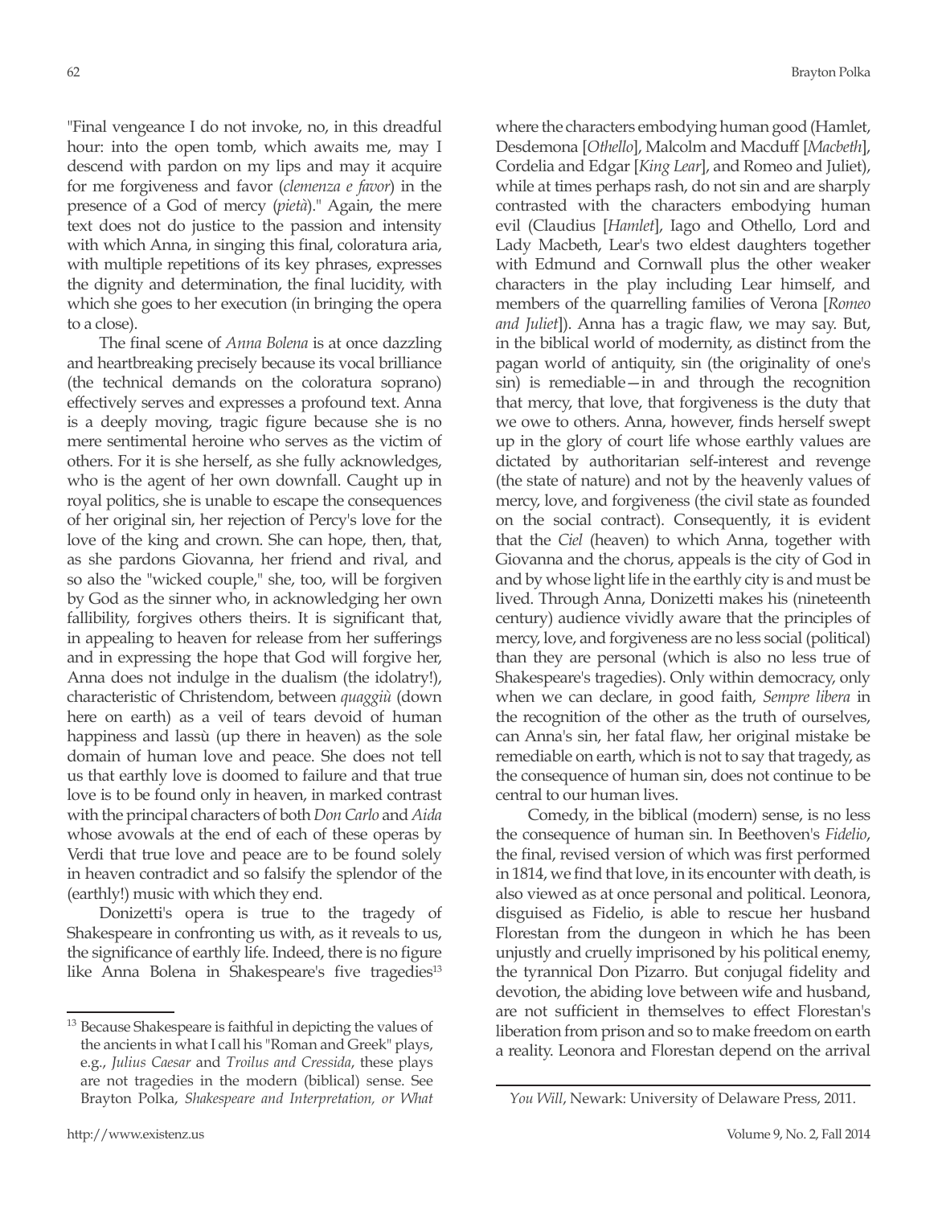"Final vengeance I do not invoke, no, in this dreadful hour: into the open tomb, which awaits me, may I descend with pardon on my lips and may it acquire for me forgiveness and favor (*clemenza e favor*) in the presence of a God of mercy (*pietà*)." Again, the mere text does not do justice to the passion and intensity with which Anna, in singing this final, coloratura aria, with multiple repetitions of its key phrases, expresses the dignity and determination, the final lucidity, with which she goes to her execution (in bringing the opera to a close).

The final scene of *Anna Bolena* is at once dazzling and heartbreaking precisely because its vocal brilliance (the technical demands on the coloratura soprano) effectively serves and expresses a profound text. Anna is a deeply moving, tragic figure because she is no mere sentimental heroine who serves as the victim of others. For it is she herself, as she fully acknowledges, who is the agent of her own downfall. Caught up in royal politics, she is unable to escape the consequences of her original sin, her rejection of Percy's love for the love of the king and crown. She can hope, then, that, as she pardons Giovanna, her friend and rival, and so also the "wicked couple," she, too, will be forgiven by God as the sinner who, in acknowledging her own fallibility, forgives others theirs. It is significant that, in appealing to heaven for release from her sufferings and in expressing the hope that God will forgive her, Anna does not indulge in the dualism (the idolatry!), characteristic of Christendom, between *quaggiù* (down here on earth) as a veil of tears devoid of human happiness and lassù (up there in heaven) as the sole domain of human love and peace. She does not tell us that earthly love is doomed to failure and that true love is to be found only in heaven, in marked contrast with the principal characters of both *Don Carlo* and *Aida* whose avowals at the end of each of these operas by Verdi that true love and peace are to be found solely in heaven contradict and so falsify the splendor of the (earthly!) music with which they end.

Donizetti's opera is true to the tragedy of Shakespeare in confronting us with, as it reveals to us, the significance of earthly life. Indeed, there is no figure like Anna Bolena in Shakespeare's five tragedies[13] where the characters embodying human good (Hamlet, Desdemona [*Othello*], Malcolm and Macduff [*Macbeth*], Cordelia and Edgar [*King Lear*], and Romeo and Juliet), while at times perhaps rash, do not sin and are sharply contrasted with the characters embodying human evil (Claudius [*Hamlet*], Iago and Othello, Lord and Lady Macbeth, Lear's two eldest daughters together with Edmund and Cornwall plus the other weaker characters in the play including Lear himself, and members of the quarrelling families of Verona [*Romeo and Juliet*]). Anna has a tragic flaw, we may say. But, in the biblical world of modernity, as distinct from the pagan world of antiquity, sin (the originality of one's sin) is remediable—in and through the recognition that mercy, that love, that forgiveness is the duty that we owe to others. Anna, however, finds herself swept up in the glory of court life whose earthly values are dictated by authoritarian self-interest and revenge (the state of nature) and not by the heavenly values of mercy, love, and forgiveness (the civil state as founded on the social contract). Consequently, it is evident that the *Ciel* (heaven) to which Anna, together with Giovanna and the chorus, appeals is the city of God in and by whose light life in the earthly city is and must be lived. Through Anna, Donizetti makes his (nineteenth century) audience vividly aware that the principles of mercy, love, and forgiveness are no less social (political) than they are personal (which is also no less true of Shakespeare's tragedies). Only within democracy, only when we can declare, in good faith, *Sempre libera* in the recognition of the other as the truth of ourselves, can Anna's sin, her fatal flaw, her original mistake be remediable on earth, which is not to say that tragedy, as the consequence of human sin, does not continue to be central to our human lives.

Comedy, in the biblical (modern) sense, is no less the consequence of human sin. In Beethoven's *Fidelio*, the final, revised version of which was first performed in 1814, we find that love, in its encounter with death, is also viewed as at once personal and political. Leonora, disguised as Fidelio, is able to rescue her husband Florestan from the dungeon in which he has been unjustly and cruelly imprisoned by his political enemy, the tyrannical Don Pizarro. But conjugal fidelity and devotion, the abiding love between wife and husband, are not sufficient in themselves to effect Florestan's liberation from prison and so to make freedom on earth a reality. Leonora and Florestan depend on the arrival

[13] Because Shakespeare is faithful in depicting the values of the ancients in what I call his "Roman and Greek" plays, e.g., *Julius Caesar* and *Troilus and Cressida*, these plays are not tragedies in the modern (biblical) sense. See Brayton Polka, *Shakespeare and Interpretation, or What You Will*, Newark: University of Delaware Press, 2011.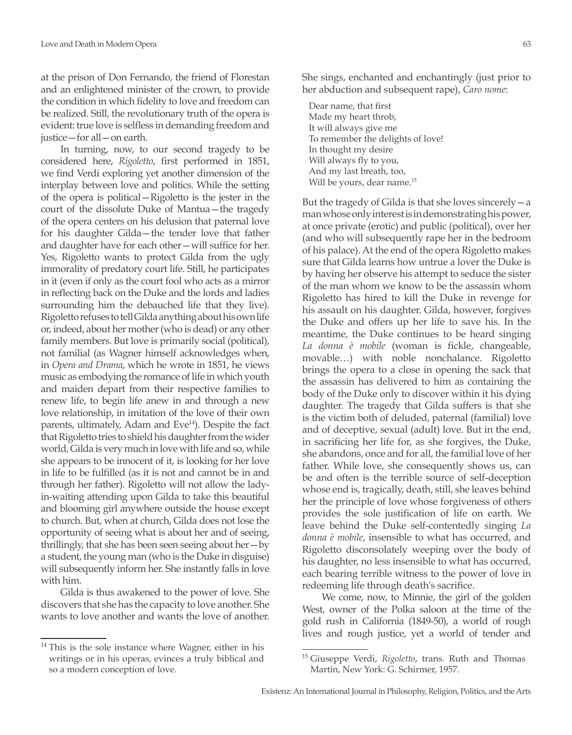at the prison of Don Fernando, the friend of Florestan and an enlightened minister of the crown, to provide the condition in which fidelity to love and freedom can be realized. Still, the revolutionary truth of the opera is evident: true love is selfless in demanding freedom and justice—for all—on earth.

In turning, now, to our second tragedy to be considered here, *Rigoletto*, first performed in 1851, we find Verdi exploring yet another dimension of the interplay between love and politics. While the setting of the opera is political—Rigoletto is the jester in the court of the dissolute Duke of Mantua—the tragedy of the opera centers on his delusion that paternal love for his daughter Gilda—the tender love that father and daughter have for each other—will suffice for her. Yes, Rigoletto wants to protect Gilda from the ugly immorality of predatory court life. Still, he participates in it (even if only as the court fool who acts as a mirror in reflecting back on the Duke and the lords and ladies surrounding him the debauched life that they live). Rigoletto refuses to tell Gilda anything about his own life or, indeed, about her mother (who is dead) or any other family members. But love is primarily social (political), not familial (as Wagner himself acknowledges when, in *Opera and Drama*, which he wrote in 1851, he views music as embodying the romance of life in which youth and maiden depart from their respective families to renew life, to begin life anew in and through a new love relationship, in imitation of the love of their own parents, ultimately, Adam and Eve[14]). Despite the fact that Rigoletto tries to shield his daughter from the wider world, Gilda is very much in love with life and so, while she appears to be innocent of it, is looking for her love in life to be fulfilled (as it is not and cannot be in and through her father). Rigoletto will not allow the lady-in-waiting attending upon Gilda to take this beautiful and blooming girl anywhere outside the house except to church. But, when at church, Gilda does not lose the opportunity of seeing what is about her and of seeing, thrillingly, that she has been seen seeing about her—by a student, the young man (who is the Duke in disguise) will subsequently inform her. She instantly falls in love with him.

Gilda is thus awakened to the power of love. She discovers that she has the capacity to love another. She wants to love another and wants the love of another. She sings, enchanted and enchantingly (just prior to her abduction and subsequent rape), *Caro nome*:

> Dear name, that first
> Made my heart throb,
> It will always give me
> To remember the delights of love!
> In thought my desire
> Will always fly to you,
> And my last breath, too,
> Will be yours, dear name.[15]

But the tragedy of Gilda is that she loves sincerely—a man whose only interest is in demonstrating his power, at once private (erotic) and public (political), over her (and who will subsequently rape her in the bedroom of his palace). At the end of the opera Rigoletto makes sure that Gilda learns how untrue a lover the Duke is by having her observe his attempt to seduce the sister of the man whom we know to be the assassin whom Rigoletto has hired to kill the Duke in revenge for his assault on his daughter. Gilda, however, forgives the Duke and offers up her life to save his. In the meantime, the Duke continues to be heard singing *La donna è mobile* (woman is fickle, changeable, movable…) with noble nonchalance. Rigoletto brings the opera to a close in opening the sack that the assassin has delivered to him as containing the body of the Duke only to discover within it his dying daughter. The tragedy that Gilda suffers is that she is the victim both of deluded, paternal (familial) love and of deceptive, sexual (adult) love. But in the end, in sacrificing her life for, as she forgives, the Duke, she abandons, once and for all, the familial love of her father. While love, she consequently shows us, can be and often is the terrible source of self-deception whose end is, tragically, death, still, she leaves behind her the principle of love whose forgiveness of others provides the sole justification of life on earth. We leave behind the Duke self-contentedly singing *La donna è mobile*, insensible to what has occurred, and Rigoletto disconsolately weeping over the body of his daughter, no less insensible to what has occurred, each bearing terrible witness to the power of love in redeeming life through death's sacrifice.

We come, now, to Minnie, the girl of the golden West, owner of the Polka saloon at the time of the gold rush in California (1849-50), a world of rough lives and rough justice, yet a world of tender and

---

[14] This is the sole instance where Wagner, either in his writings or in his operas, evinces a truly biblical and so a modern conception of love.

[15] Giuseppe Verdi, *Rigoletto*, trans. Ruth and Thomas Martin, New York: G. Schirmer, 1957.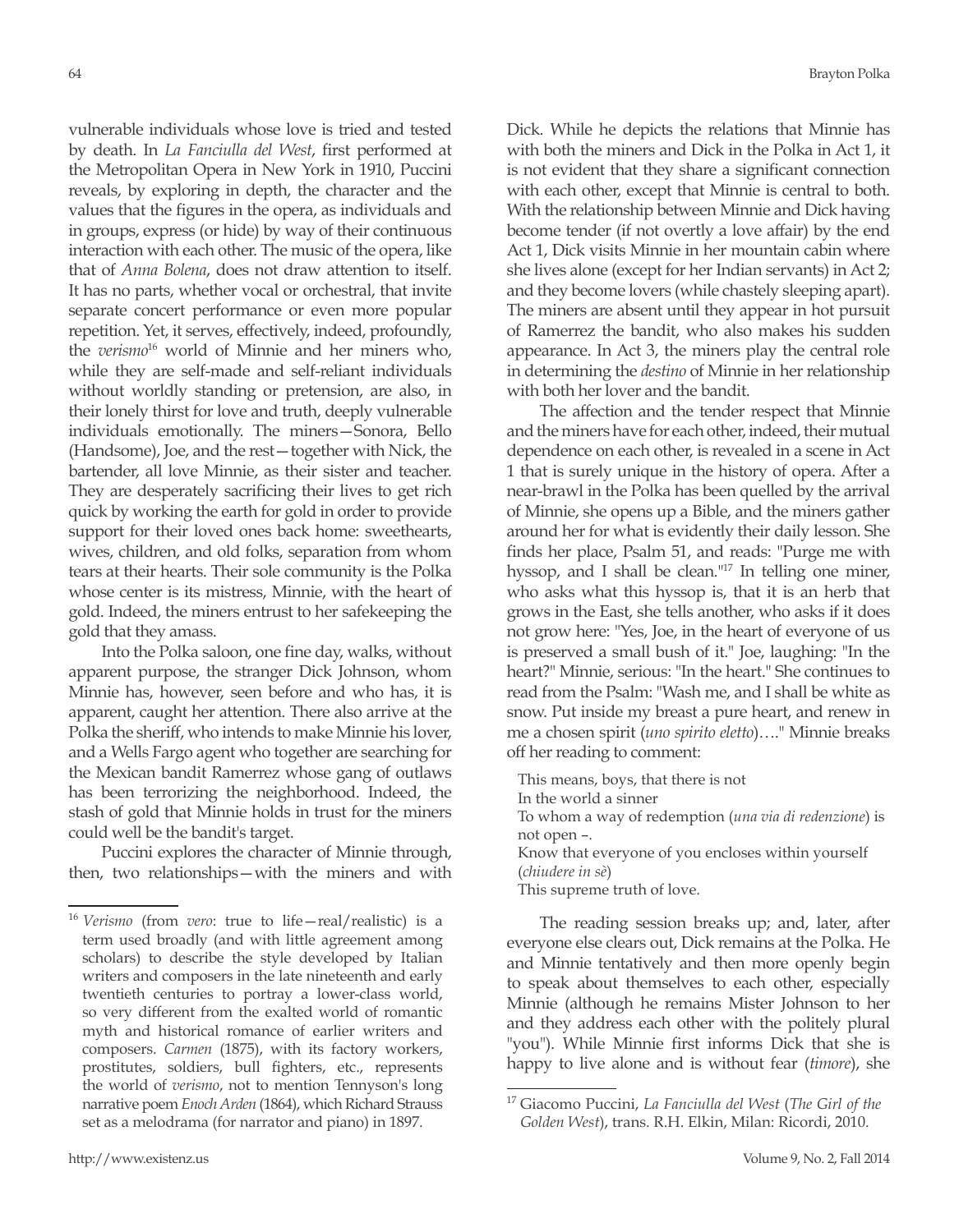vulnerable individuals whose love is tried and tested by death. In *La Fanciulla del West*, first performed at the Metropolitan Opera in New York in 1910, Puccini reveals, by exploring in depth, the character and the values that the figures in the opera, as individuals and in groups, express (or hide) by way of their continuous interaction with each other. The music of the opera, like that of *Anna Bolena*, does not draw attention to itself. It has no parts, whether vocal or orchestral, that invite separate concert performance or even more popular repetition. Yet, it serves, effectively, indeed, profoundly, the *verismo*[16] world of Minnie and her miners who, while they are self-made and self-reliant individuals without worldly standing or pretension, are also, in their lonely thirst for love and truth, deeply vulnerable individuals emotionally. The miners—Sonora, Bello (Handsome), Joe, and the rest—together with Nick, the bartender, all love Minnie, as their sister and teacher. They are desperately sacrificing their lives to get rich quick by working the earth for gold in order to provide support for their loved ones back home: sweethearts, wives, children, and old folks, separation from whom tears at their hearts. Their sole community is the Polka whose center is its mistress, Minnie, with the heart of gold. Indeed, the miners entrust to her safekeeping the gold that they amass.

Into the Polka saloon, one fine day, walks, without apparent purpose, the stranger Dick Johnson, whom Minnie has, however, seen before and who has, it is apparent, caught her attention. There also arrive at the Polka the sheriff, who intends to make Minnie his lover, and a Wells Fargo agent who together are searching for the Mexican bandit Ramerrez whose gang of outlaws has been terrorizing the neighborhood. Indeed, the stash of gold that Minnie holds in trust for the miners could well be the bandit's target.

Puccini explores the character of Minnie through, then, two relationships—with the miners and with Dick. While he depicts the relations that Minnie has with both the miners and Dick in the Polka in Act 1, it is not evident that they share a significant connection with each other, except that Minnie is central to both. With the relationship between Minnie and Dick having become tender (if not overtly a love affair) by the end Act 1, Dick visits Minnie in her mountain cabin where she lives alone (except for her Indian servants) in Act 2; and they become lovers (while chastely sleeping apart). The miners are absent until they appear in hot pursuit of Ramerrez the bandit, who also makes his sudden appearance. In Act 3, the miners play the central role in determining the *destino* of Minnie in her relationship with both her lover and the bandit.

The affection and the tender respect that Minnie and the miners have for each other, indeed, their mutual dependence on each other, is revealed in a scene in Act 1 that is surely unique in the history of opera. After a near-brawl in the Polka has been quelled by the arrival of Minnie, she opens up a Bible, and the miners gather around her for what is evidently their daily lesson. She finds her place, Psalm 51, and reads: "Purge me with hyssop, and I shall be clean."[17] In telling one miner, who asks what this hyssop is, that it is an herb that grows in the East, she tells another, who asks if it does not grow here: "Yes, Joe, in the heart of everyone of us is preserved a small bush of it." Joe, laughing: "In the heart?" Minnie, serious: "In the heart." She continues to read from the Psalm: "Wash me, and I shall be white as snow. Put inside my breast a pure heart, and renew in me a chosen spirit (*uno spirito eletto*)…." Minnie breaks off her reading to comment:

> This means, boys, that there is not
> In the world a sinner
> To whom a way of redemption (*una via di redenzione*) is not open –.
> Know that everyone of you encloses within yourself (*chiudere in sè*)
> This supreme truth of love.

The reading session breaks up; and, later, after everyone else clears out, Dick remains at the Polka. He and Minnie tentatively and then more openly begin to speak about themselves to each other, especially Minnie (although he remains Mister Johnson to her and they address each other with the politely plural "you"). While Minnie first informs Dick that she is happy to live alone and is without fear (*timore*), she

---

[16] *Verismo* (from *vero*: true to life—real/realistic) is a term used broadly (and with little agreement among scholars) to describe the style developed by Italian writers and composers in the late nineteenth and early twentieth centuries to portray a lower-class world, so very different from the exalted world of romantic myth and historical romance of earlier writers and composers. *Carmen* (1875), with its factory workers, prostitutes, soldiers, bull fighters, etc., represents the world of *verismo*, not to mention Tennyson's long narrative poem *Enoch Arden* (1864), which Richard Strauss set as a melodrama (for narrator and piano) in 1897.

[17] Giacomo Puccini, *La Fanciulla del West* (*The Girl of the Golden West*), trans. R.H. Elkin, Milan: Ricordi, 2010.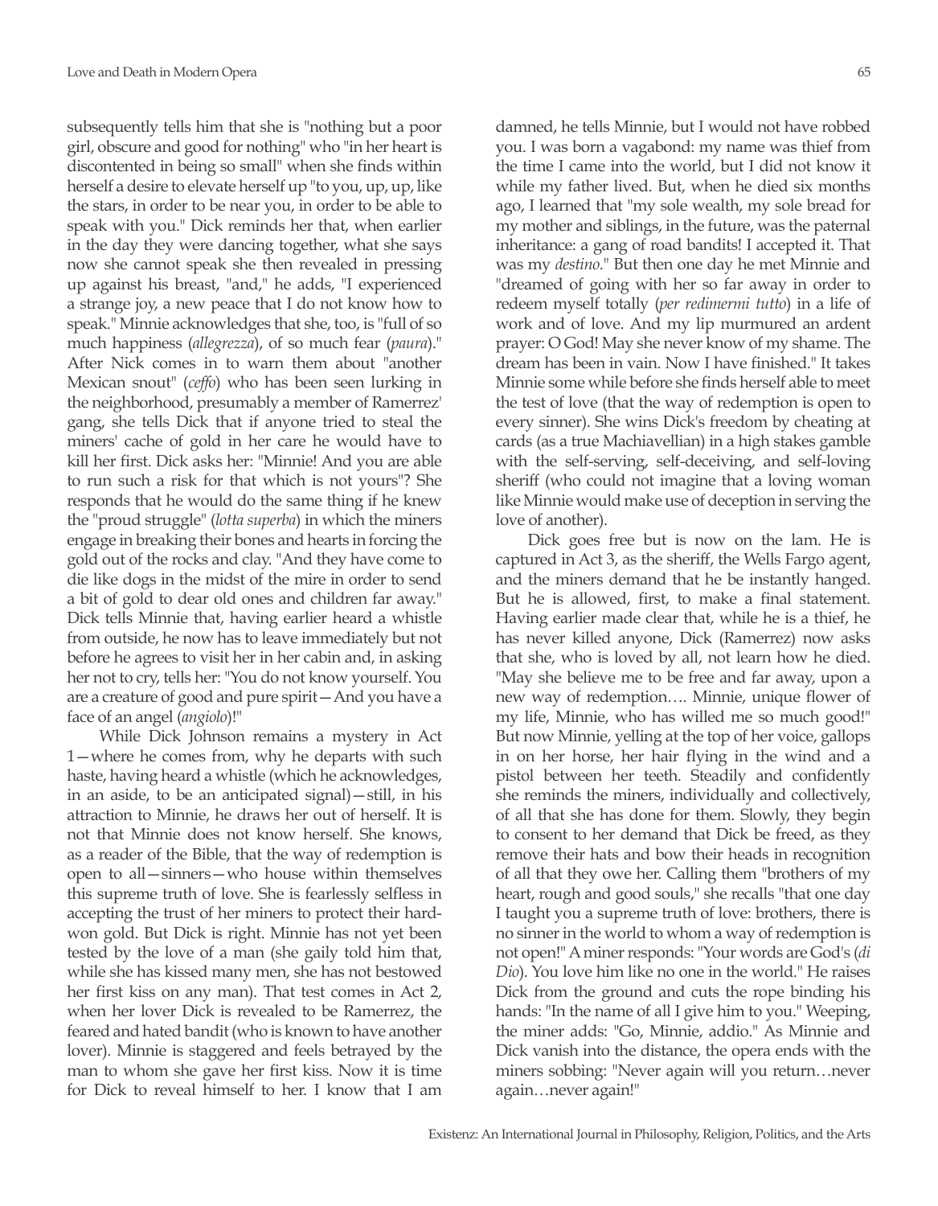subsequently tells him that she is "nothing but a poor girl, obscure and good for nothing" who "in her heart is discontented in being so small" when she finds within herself a desire to elevate herself up "to you, up, up, like the stars, in order to be near you, in order to be able to speak with you." Dick reminds her that, when earlier in the day they were dancing together, what she says now she cannot speak she then revealed in pressing up against his breast, "and," he adds, "I experienced a strange joy, a new peace that I do not know how to speak." Minnie acknowledges that she, too, is "full of so much happiness (*allegrezza*), of so much fear (*paura*)." After Nick comes in to warn them about "another Mexican snout" (*ceffo*) who has been seen lurking in the neighborhood, presumably a member of Ramerrez' gang, she tells Dick that if anyone tried to steal the miners' cache of gold in her care he would have to kill her first. Dick asks her: "Minnie! And you are able to run such a risk for that which is not yours"? She responds that he would do the same thing if he knew the "proud struggle" (*lotta superba*) in which the miners engage in breaking their bones and hearts in forcing the gold out of the rocks and clay. "And they have come to die like dogs in the midst of the mire in order to send a bit of gold to dear old ones and children far away." Dick tells Minnie that, having earlier heard a whistle from outside, he now has to leave immediately but not before he agrees to visit her in her cabin and, in asking her not to cry, tells her: "You do not know yourself. You are a creature of good and pure spirit—And you have a face of an angel (*angiolo*)!"

While Dick Johnson remains a mystery in Act 1—where he comes from, why he departs with such haste, having heard a whistle (which he acknowledges, in an aside, to be an anticipated signal)—still, in his attraction to Minnie, he draws her out of herself. It is not that Minnie does not know herself. She knows, as a reader of the Bible, that the way of redemption is open to all—sinners—who house within themselves this supreme truth of love. She is fearlessly selfless in accepting the trust of her miners to protect their hard-won gold. But Dick is right. Minnie has not yet been tested by the love of a man (she gaily told him that, while she has kissed many men, she has not bestowed her first kiss on any man). That test comes in Act 2, when her lover Dick is revealed to be Ramerrez, the feared and hated bandit (who is known to have another lover). Minnie is staggered and feels betrayed by the man to whom she gave her first kiss. Now it is time for Dick to reveal himself to her. I know that I am damned, he tells Minnie, but I would not have robbed you. I was born a vagabond: my name was thief from the time I came into the world, but I did not know it while my father lived. But, when he died six months ago, I learned that "my sole wealth, my sole bread for my mother and siblings, in the future, was the paternal inheritance: a gang of road bandits! I accepted it. That was my *destino*." But then one day he met Minnie and "dreamed of going with her so far away in order to redeem myself totally (*per redimermi tutto*) in a life of work and of love. And my lip murmured an ardent prayer: O God! May she never know of my shame. The dream has been in vain. Now I have finished." It takes Minnie some while before she finds herself able to meet the test of love (that the way of redemption is open to every sinner). She wins Dick's freedom by cheating at cards (as a true Machiavellian) in a high stakes gamble with the self-serving, self-deceiving, and self-loving sheriff (who could not imagine that a loving woman like Minnie would make use of deception in serving the love of another).

Dick goes free but is now on the lam. He is captured in Act 3, as the sheriff, the Wells Fargo agent, and the miners demand that he be instantly hanged. But he is allowed, first, to make a final statement. Having earlier made clear that, while he is a thief, he has never killed anyone, Dick (Ramerrez) now asks that she, who is loved by all, not learn how he died. "May she believe me to be free and far away, upon a new way of redemption…. Minnie, unique flower of my life, Minnie, who has willed me so much good!" But now Minnie, yelling at the top of her voice, gallops in on her horse, her hair flying in the wind and a pistol between her teeth. Steadily and confidently she reminds the miners, individually and collectively, of all that she has done for them. Slowly, they begin to consent to her demand that Dick be freed, as they remove their hats and bow their heads in recognition of all that they owe her. Calling them "brothers of my heart, rough and good souls," she recalls "that one day I taught you a supreme truth of love: brothers, there is no sinner in the world to whom a way of redemption is not open!" A miner responds: "Your words are God's (*di Dio*). You love him like no one in the world." He raises Dick from the ground and cuts the rope binding his hands: "In the name of all I give him to you." Weeping, the miner adds: "Go, Minnie, addio." As Minnie and Dick vanish into the distance, the opera ends with the miners sobbing: "Never again will you return…never again…never again!"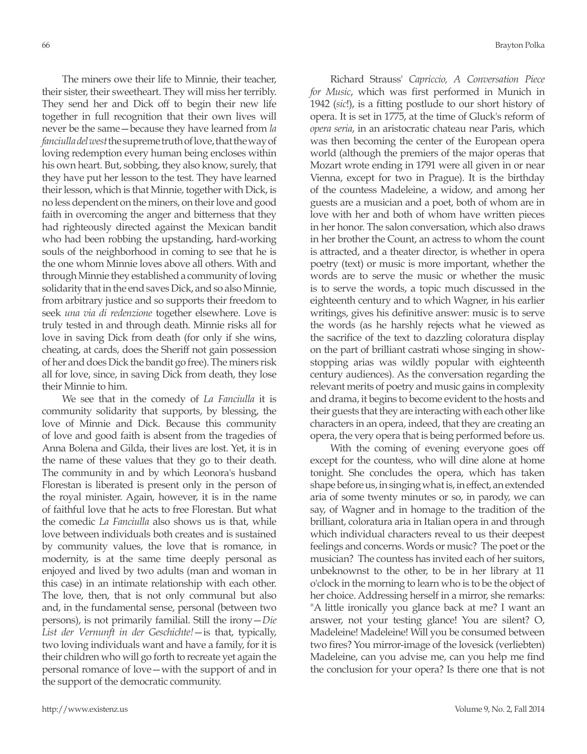The miners owe their life to Minnie, their teacher, their sister, their sweetheart. They will miss her terribly. They send her and Dick off to begin their new life together in full recognition that their own lives will never be the same—because they have learned from *la fanciulla del west* the supreme truth of love, that the way of loving redemption every human being encloses within his own heart. But, sobbing, they also know, surely, that they have put her lesson to the test. They have learned their lesson, which is that Minnie, together with Dick, is no less dependent on the miners, on their love and good faith in overcoming the anger and bitterness that they had righteously directed against the Mexican bandit who had been robbing the upstanding, hard-working souls of the neighborhood in coming to see that he is the one whom Minnie loves above all others. With and through Minnie they established a community of loving solidarity that in the end saves Dick, and so also Minnie, from arbitrary justice and so supports their freedom to seek *una via di redenzione* together elsewhere. Love is truly tested in and through death. Minnie risks all for love in saving Dick from death (for only if she wins, cheating, at cards, does the Sheriff not gain possession of her and does Dick the bandit go free). The miners risk all for love, since, in saving Dick from death, they lose their Minnie to him.

We see that in the comedy of *La Fanciulla* it is community solidarity that supports, by blessing, the love of Minnie and Dick. Because this community of love and good faith is absent from the tragedies of Anna Bolena and Gilda, their lives are lost. Yet, it is in the name of these values that they go to their death. The community in and by which Leonora's husband Florestan is liberated is present only in the person of the royal minister. Again, however, it is in the name of faithful love that he acts to free Florestan. But what the comedic *La Fanciulla* also shows us is that, while love between individuals both creates and is sustained by community values, the love that is romance, in modernity, is at the same time deeply personal as enjoyed and lived by two adults (man and woman in this case) in an intimate relationship with each other. The love, then, that is not only communal but also and, in the fundamental sense, personal (between two persons), is not primarily familial. Still the irony—*Die List der Vernunft in der Geschichte!*—is that, typically, two loving individuals want and have a family, for it is their children who will go forth to recreate yet again the personal romance of love—with the support of and in the support of the democratic community.

Richard Strauss' *Capriccio, A Conversation Piece for Music*, which was first performed in Munich in 1942 (*sic*!), is a fitting postlude to our short history of opera. It is set in 1775, at the time of Gluck's reform of *opera seria*, in an aristocratic chateau near Paris, which was then becoming the center of the European opera world (although the premiers of the major operas that Mozart wrote ending in 1791 were all given in or near Vienna, except for two in Prague). It is the birthday of the countess Madeleine, a widow, and among her guests are a musician and a poet, both of whom are in love with her and both of whom have written pieces in her honor. The salon conversation, which also draws in her brother the Count, an actress to whom the count is attracted, and a theater director, is whether in opera poetry (text) or music is more important, whether the words are to serve the music or whether the music is to serve the words, a topic much discussed in the eighteenth century and to which Wagner, in his earlier writings, gives his definitive answer: music is to serve the words (as he harshly rejects what he viewed as the sacrifice of the text to dazzling coloratura display on the part of brilliant castrati whose singing in show-stopping arias was wildly popular with eighteenth century audiences). As the conversation regarding the relevant merits of poetry and music gains in complexity and drama, it begins to become evident to the hosts and their guests that they are interacting with each other like characters in an opera, indeed, that they are creating an opera, the very opera that is being performed before us.

With the coming of evening everyone goes off except for the countess, who will dine alone at home tonight. She concludes the opera, which has taken shape before us, in singing what is, in effect, an extended aria of some twenty minutes or so, in parody, we can say, of Wagner and in homage to the tradition of the brilliant, coloratura aria in Italian opera in and through which individual characters reveal to us their deepest feelings and concerns. Words or music? The poet or the musician? The countess has invited each of her suitors, unbeknownst to the other, to be in her library at 11 o'clock in the morning to learn who is to be the object of her choice. Addressing herself in a mirror, she remarks: "A little ironically you glance back at me? I want an answer, not your testing glance! You are silent? O, Madeleine! Madeleine! Will you be consumed between two fires? You mirror-image of the lovesick (verliebten) Madeleine, can you advise me, can you help me find the conclusion for your opera? Is there one that is not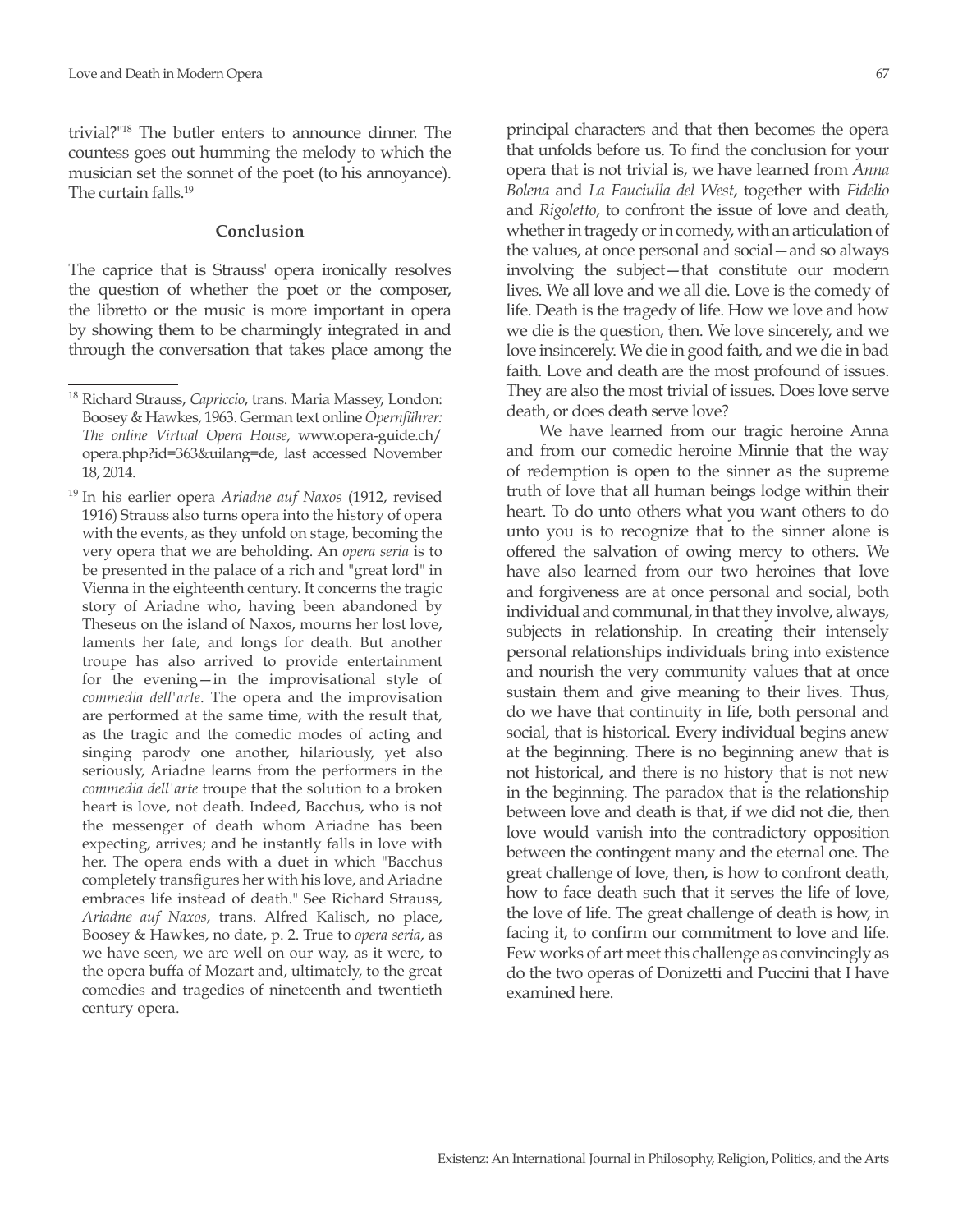trivial?"[18] The butler enters to announce dinner. The countess goes out humming the melody to which the musician set the sonnet of the poet (to his annoyance). The curtain falls.[19]

### Conclusion

The caprice that is Strauss' opera ironically resolves the question of whether the poet or the composer, the libretto or the music is more important in opera by showing them to be charmingly integrated in and through the conversation that takes place among the principal characters and that then becomes the opera that unfolds before us. To find the conclusion for your opera that is not trivial is, we have learned from *Anna Bolena* and *La Fauciulla del West*, together with *Fidelio* and *Rigoletto*, to confront the issue of love and death, whether in tragedy or in comedy, with an articulation of the values, at once personal and social—and so always involving the subject—that constitute our modern lives. We all love and we all die. Love is the comedy of life. Death is the tragedy of life. How we love and how we die is the question, then. We love sincerely, and we love insincerely. We die in good faith, and we die in bad faith. Love and death are the most profound of issues. They are also the most trivial of issues. Does love serve death, or does death serve love?

We have learned from our tragic heroine Anna and from our comedic heroine Minnie that the way of redemption is open to the sinner as the supreme truth of love that all human beings lodge within their heart. To do unto others what you want others to do unto you is to recognize that to the sinner alone is offered the salvation of owing mercy to others. We have also learned from our two heroines that love and forgiveness are at once personal and social, both individual and communal, in that they involve, always, subjects in relationship. In creating their intensely personal relationships individuals bring into existence and nourish the very community values that at once sustain them and give meaning to their lives. Thus, do we have that continuity in life, both personal and social, that is historical. Every individual begins anew at the beginning. There is no beginning anew that is not historical, and there is no history that is not new in the beginning. The paradox that is the relationship between love and death is that, if we did not die, then love would vanish into the contradictory opposition between the contingent many and the eternal one. The great challenge of love, then, is how to confront death, how to face death such that it serves the life of love, the love of life. The great challenge of death is how, in facing it, to confirm our commitment to love and life. Few works of art meet this challenge as convincingly as do the two operas of Donizetti and Puccini that I have examined here.

---

[18] Richard Strauss, *Capriccio*, trans. Maria Massey, London: Boosey & Hawkes, 1963. German text online *Opernführer: The online Virtual Opera House*, www.opera-guide.ch/opera.php?id=363&uilang=de, last accessed November 18, 2014.

[19] In his earlier opera *Ariadne auf Naxos* (1912, revised 1916) Strauss also turns opera into the history of opera with the events, as they unfold on stage, becoming the very opera that we are beholding. An *opera seria* is to be presented in the palace of a rich and "great lord" in Vienna in the eighteenth century. It concerns the tragic story of Ariadne who, having been abandoned by Theseus on the island of Naxos, mourns her lost love, laments her fate, and longs for death. But another troupe has also arrived to provide entertainment for the evening—in the improvisational style of *commedia dell'arte*. The opera and the improvisation are performed at the same time, with the result that, as the tragic and the comedic modes of acting and singing parody one another, hilariously, yet also seriously, Ariadne learns from the performers in the *commedia dell'arte* troupe that the solution to a broken heart is love, not death. Indeed, Bacchus, who is not the messenger of death whom Ariadne has been expecting, arrives; and he instantly falls in love with her. The opera ends with a duet in which "Bacchus completely transfigures her with his love, and Ariadne embraces life instead of death." See Richard Strauss, *Ariadne auf Naxos*, trans. Alfred Kalisch, no place, Boosey & Hawkes, no date, p. 2. True to *opera seria*, as we have seen, we are well on our way, as it were, to the opera buffa of Mozart and, ultimately, to the great comedies and tragedies of nineteenth and twentieth century opera.